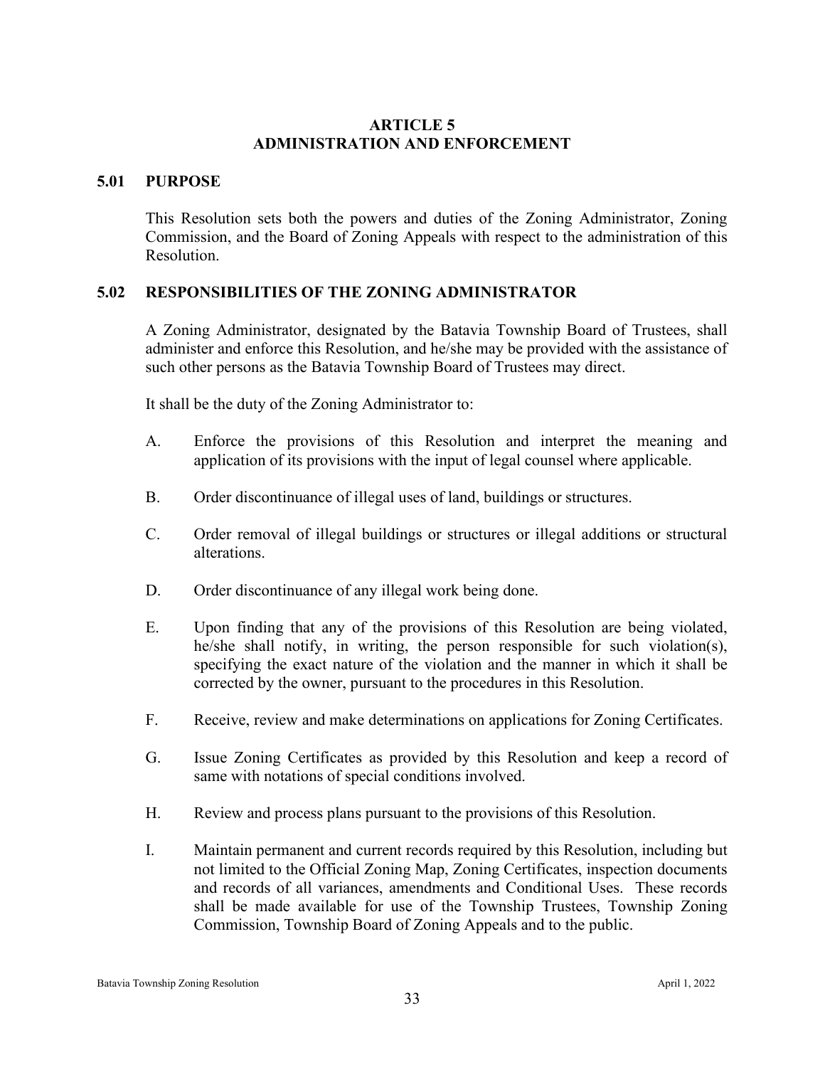# ARTICLE 5
# ADMINISTRATION AND ENFORCEMENT

## 5.01 PURPOSE

This Resolution sets both the powers and duties of the Zoning Administrator, Zoning Commission, and the Board of Zoning Appeals with respect to the administration of this Resolution.

## 5.02 RESPONSIBILITIES OF THE ZONING ADMINISTRATOR

A Zoning Administrator, designated by the Batavia Township Board of Trustees, shall administer and enforce this Resolution, and he/she may be provided with the assistance of such other persons as the Batavia Township Board of Trustees may direct.

It shall be the duty of the Zoning Administrator to:

A. Enforce the provisions of this Resolution and interpret the meaning and application of its provisions with the input of legal counsel where applicable.

B. Order discontinuance of illegal uses of land, buildings or structures.

C. Order removal of illegal buildings or structures or illegal additions or structural alterations.

D. Order discontinuance of any illegal work being done.

E. Upon finding that any of the provisions of this Resolution are being violated, he/she shall notify, in writing, the person responsible for such violation(s), specifying the exact nature of the violation and the manner in which it shall be corrected by the owner, pursuant to the procedures in this Resolution.

F. Receive, review and make determinations on applications for Zoning Certificates.

G. Issue Zoning Certificates as provided by this Resolution and keep a record of same with notations of special conditions involved.

H. Review and process plans pursuant to the provisions of this Resolution.

I. Maintain permanent and current records required by this Resolution, including but not limited to the Official Zoning Map, Zoning Certificates, inspection documents and records of all variances, amendments and Conditional Uses. These records shall be made available for use of the Township Trustees, Township Zoning Commission, Township Board of Zoning Appeals and to the public.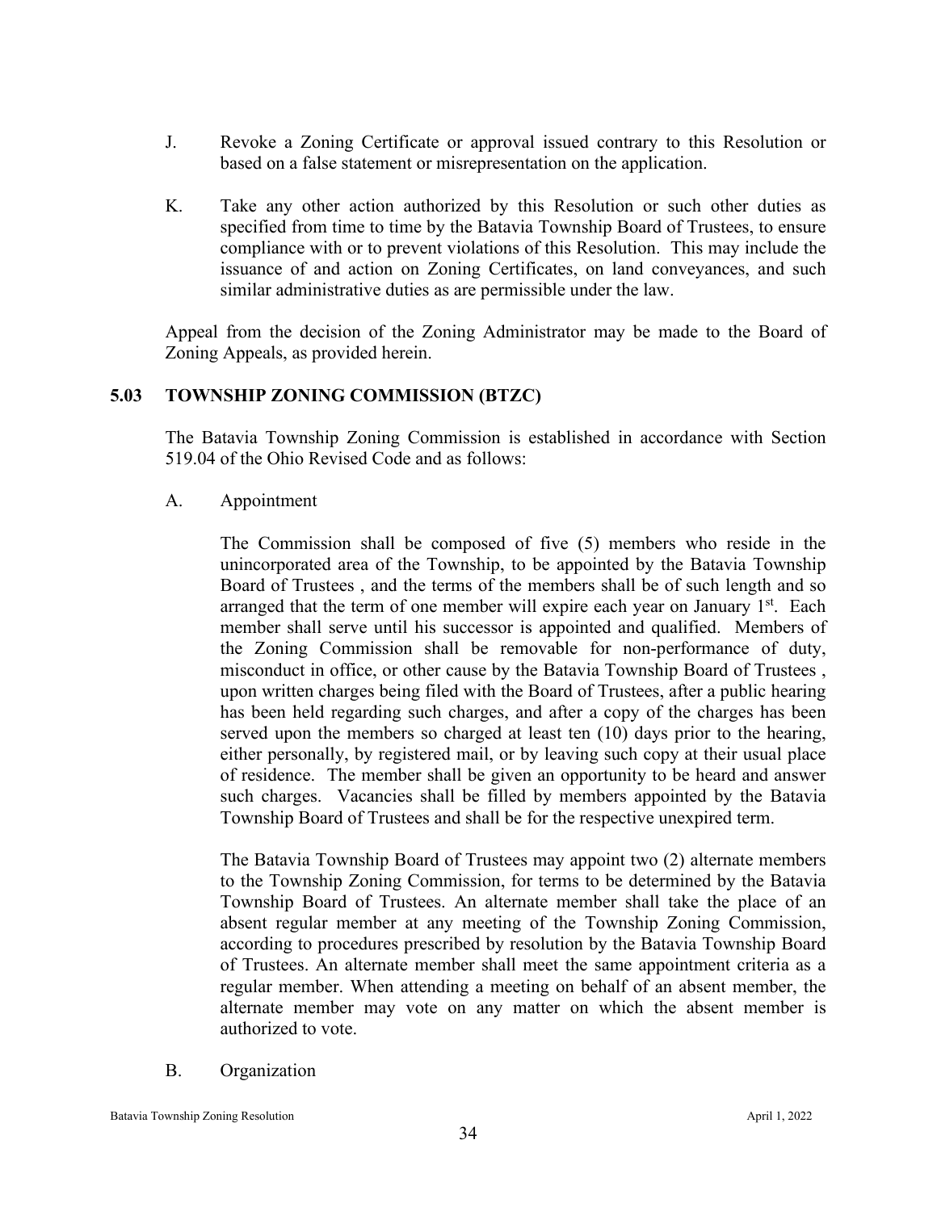J. Revoke a Zoning Certificate or approval issued contrary to this Resolution or based on a false statement or misrepresentation on the application.

K. Take any other action authorized by this Resolution or such other duties as specified from time to time by the Batavia Township Board of Trustees, to ensure compliance with or to prevent violations of this Resolution. This may include the issuance of and action on Zoning Certificates, on land conveyances, and such similar administrative duties as are permissible under the law.

Appeal from the decision of the Zoning Administrator may be made to the Board of Zoning Appeals, as provided herein.

## 5.03 TOWNSHIP ZONING COMMISSION (BTZC)

The Batavia Township Zoning Commission is established in accordance with Section 519.04 of the Ohio Revised Code and as follows:

A. Appointment

The Commission shall be composed of five (5) members who reside in the unincorporated area of the Township, to be appointed by the Batavia Township Board of Trustees , and the terms of the members shall be of such length and so arranged that the term of one member will expire each year on January 1st. Each member shall serve until his successor is appointed and qualified. Members of the Zoning Commission shall be removable for non-performance of duty, misconduct in office, or other cause by the Batavia Township Board of Trustees , upon written charges being filed with the Board of Trustees, after a public hearing has been held regarding such charges, and after a copy of the charges has been served upon the members so charged at least ten (10) days prior to the hearing, either personally, by registered mail, or by leaving such copy at their usual place of residence. The member shall be given an opportunity to be heard and answer such charges. Vacancies shall be filled by members appointed by the Batavia Township Board of Trustees and shall be for the respective unexpired term.

The Batavia Township Board of Trustees may appoint two (2) alternate members to the Township Zoning Commission, for terms to be determined by the Batavia Township Board of Trustees. An alternate member shall take the place of an absent regular member at any meeting of the Township Zoning Commission, according to procedures prescribed by resolution by the Batavia Township Board of Trustees. An alternate member shall meet the same appointment criteria as a regular member. When attending a meeting on behalf of an absent member, the alternate member may vote on any matter on which the absent member is authorized to vote.

B. Organization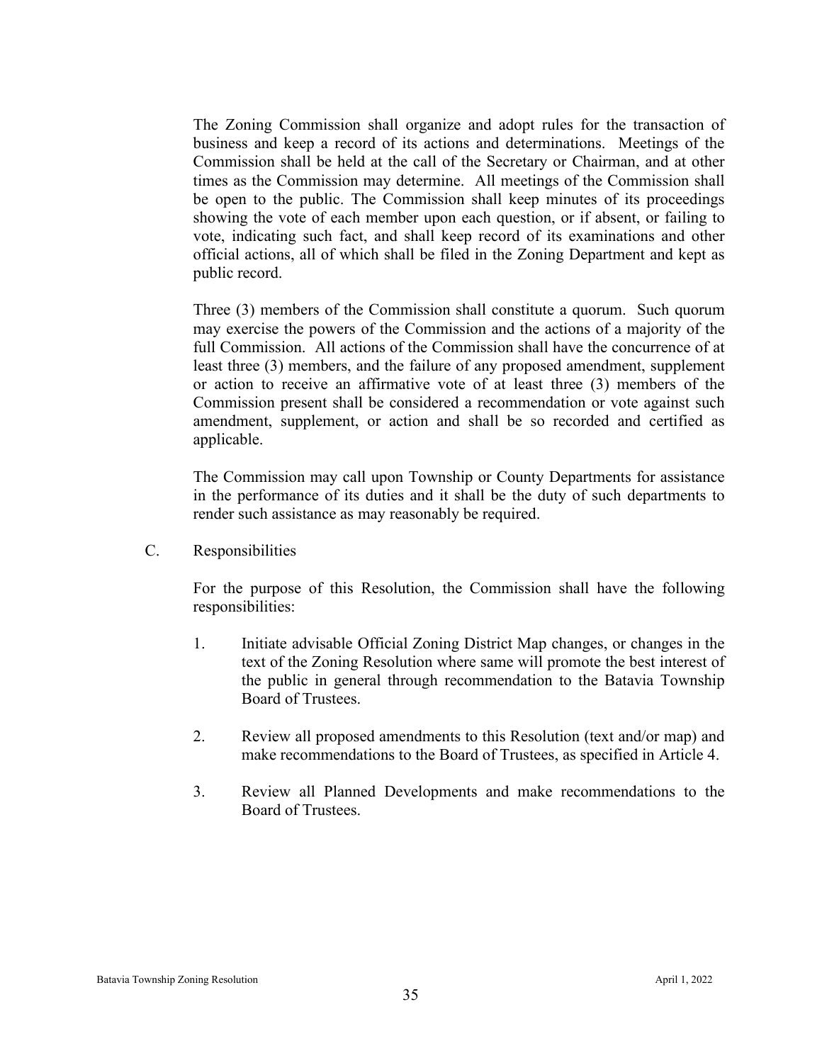The Zoning Commission shall organize and adopt rules for the transaction of business and keep a record of its actions and determinations. Meetings of the Commission shall be held at the call of the Secretary or Chairman, and at other times as the Commission may determine. All meetings of the Commission shall be open to the public. The Commission shall keep minutes of its proceedings showing the vote of each member upon each question, or if absent, or failing to vote, indicating such fact, and shall keep record of its examinations and other official actions, all of which shall be filed in the Zoning Department and kept as public record.

Three (3) members of the Commission shall constitute a quorum. Such quorum may exercise the powers of the Commission and the actions of a majority of the full Commission. All actions of the Commission shall have the concurrence of at least three (3) members, and the failure of any proposed amendment, supplement or action to receive an affirmative vote of at least three (3) members of the Commission present shall be considered a recommendation or vote against such amendment, supplement, or action and shall be so recorded and certified as applicable.

The Commission may call upon Township or County Departments for assistance in the performance of its duties and it shall be the duty of such departments to render such assistance as may reasonably be required.

C. Responsibilities

For the purpose of this Resolution, the Commission shall have the following responsibilities:

1. Initiate advisable Official Zoning District Map changes, or changes in the text of the Zoning Resolution where same will promote the best interest of the public in general through recommendation to the Batavia Township Board of Trustees.

2. Review all proposed amendments to this Resolution (text and/or map) and make recommendations to the Board of Trustees, as specified in Article 4.

3. Review all Planned Developments and make recommendations to the Board of Trustees.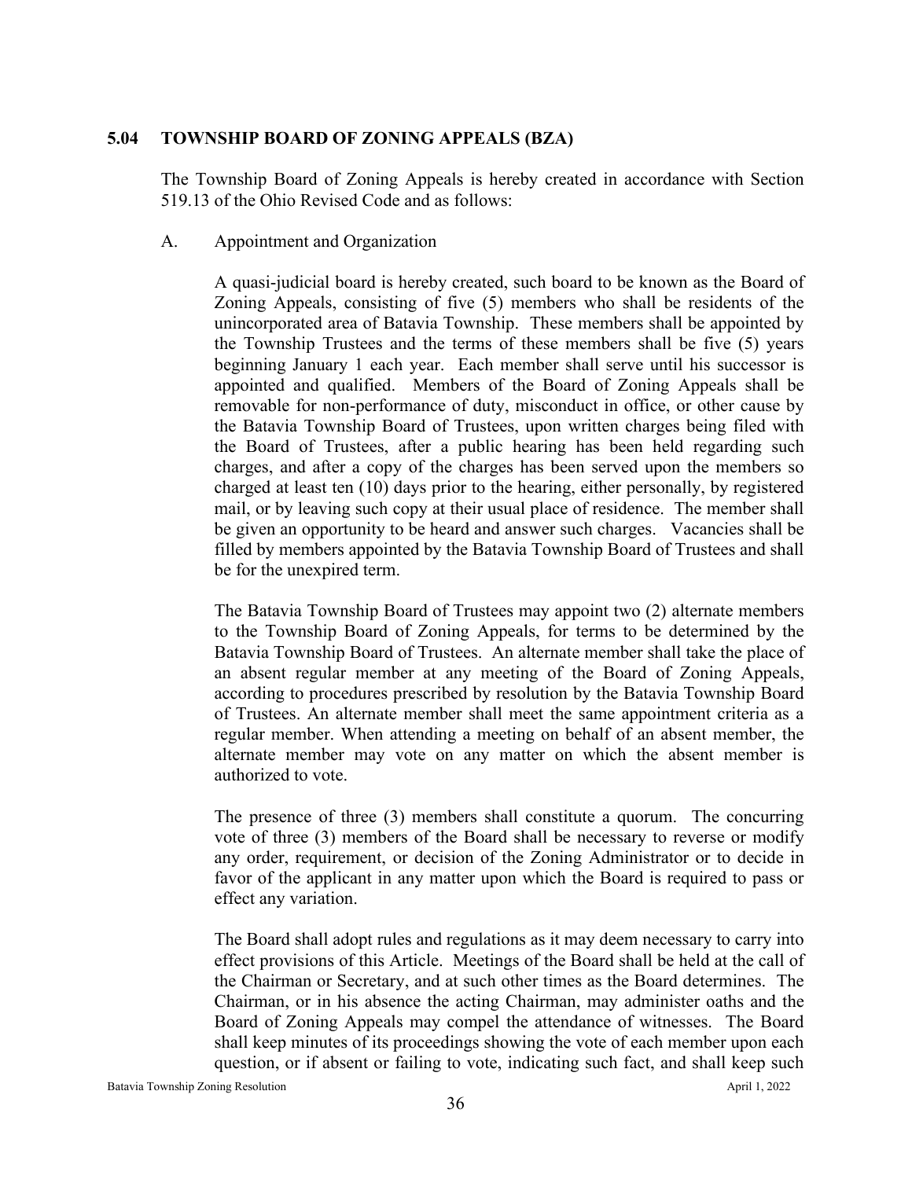## 5.04 TOWNSHIP BOARD OF ZONING APPEALS (BZA)

The Township Board of Zoning Appeals is hereby created in accordance with Section 519.13 of the Ohio Revised Code and as follows:

A. Appointment and Organization

A quasi-judicial board is hereby created, such board to be known as the Board of Zoning Appeals, consisting of five (5) members who shall be residents of the unincorporated area of Batavia Township. These members shall be appointed by the Township Trustees and the terms of these members shall be five (5) years beginning January 1 each year. Each member shall serve until his successor is appointed and qualified. Members of the Board of Zoning Appeals shall be removable for non-performance of duty, misconduct in office, or other cause by the Batavia Township Board of Trustees, upon written charges being filed with the Board of Trustees, after a public hearing has been held regarding such charges, and after a copy of the charges has been served upon the members so charged at least ten (10) days prior to the hearing, either personally, by registered mail, or by leaving such copy at their usual place of residence. The member shall be given an opportunity to be heard and answer such charges. Vacancies shall be filled by members appointed by the Batavia Township Board of Trustees and shall be for the unexpired term.

The Batavia Township Board of Trustees may appoint two (2) alternate members to the Township Board of Zoning Appeals, for terms to be determined by the Batavia Township Board of Trustees. An alternate member shall take the place of an absent regular member at any meeting of the Board of Zoning Appeals, according to procedures prescribed by resolution by the Batavia Township Board of Trustees. An alternate member shall meet the same appointment criteria as a regular member. When attending a meeting on behalf of an absent member, the alternate member may vote on any matter on which the absent member is authorized to vote.

The presence of three (3) members shall constitute a quorum. The concurring vote of three (3) members of the Board shall be necessary to reverse or modify any order, requirement, or decision of the Zoning Administrator or to decide in favor of the applicant in any matter upon which the Board is required to pass or effect any variation.

The Board shall adopt rules and regulations as it may deem necessary to carry into effect provisions of this Article. Meetings of the Board shall be held at the call of the Chairman or Secretary, and at such other times as the Board determines. The Chairman, or in his absence the acting Chairman, may administer oaths and the Board of Zoning Appeals may compel the attendance of witnesses. The Board shall keep minutes of its proceedings showing the vote of each member upon each question, or if absent or failing to vote, indicating such fact, and shall keep such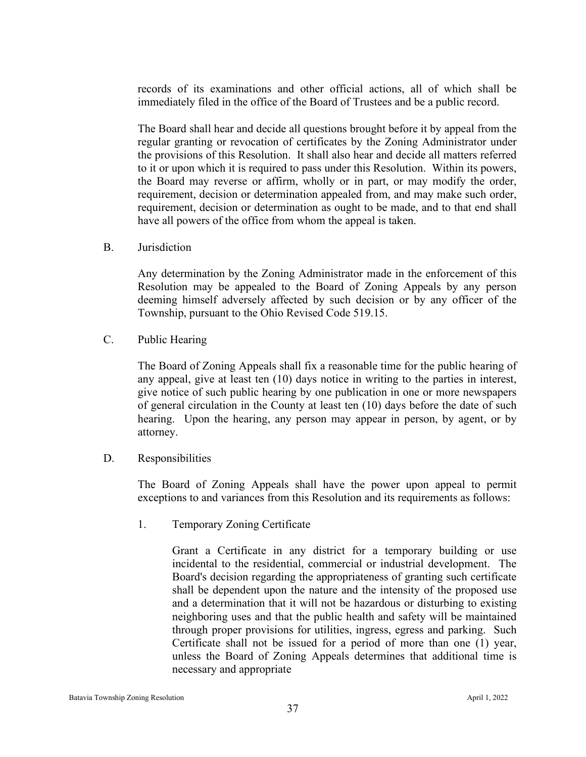records of its examinations and other official actions, all of which shall be immediately filed in the office of the Board of Trustees and be a public record.

The Board shall hear and decide all questions brought before it by appeal from the regular granting or revocation of certificates by the Zoning Administrator under the provisions of this Resolution. It shall also hear and decide all matters referred to it or upon which it is required to pass under this Resolution. Within its powers, the Board may reverse or affirm, wholly or in part, or may modify the order, requirement, decision or determination appealed from, and may make such order, requirement, decision or determination as ought to be made, and to that end shall have all powers of the office from whom the appeal is taken.

B. Jurisdiction

Any determination by the Zoning Administrator made in the enforcement of this Resolution may be appealed to the Board of Zoning Appeals by any person deeming himself adversely affected by such decision or by any officer of the Township, pursuant to the Ohio Revised Code 519.15.

C. Public Hearing

The Board of Zoning Appeals shall fix a reasonable time for the public hearing of any appeal, give at least ten (10) days notice in writing to the parties in interest, give notice of such public hearing by one publication in one or more newspapers of general circulation in the County at least ten (10) days before the date of such hearing. Upon the hearing, any person may appear in person, by agent, or by attorney.

D. Responsibilities

The Board of Zoning Appeals shall have the power upon appeal to permit exceptions to and variances from this Resolution and its requirements as follows:

1. Temporary Zoning Certificate

Grant a Certificate in any district for a temporary building or use incidental to the residential, commercial or industrial development. The Board's decision regarding the appropriateness of granting such certificate shall be dependent upon the nature and the intensity of the proposed use and a determination that it will not be hazardous or disturbing to existing neighboring uses and that the public health and safety will be maintained through proper provisions for utilities, ingress, egress and parking. Such Certificate shall not be issued for a period of more than one (1) year, unless the Board of Zoning Appeals determines that additional time is necessary and appropriate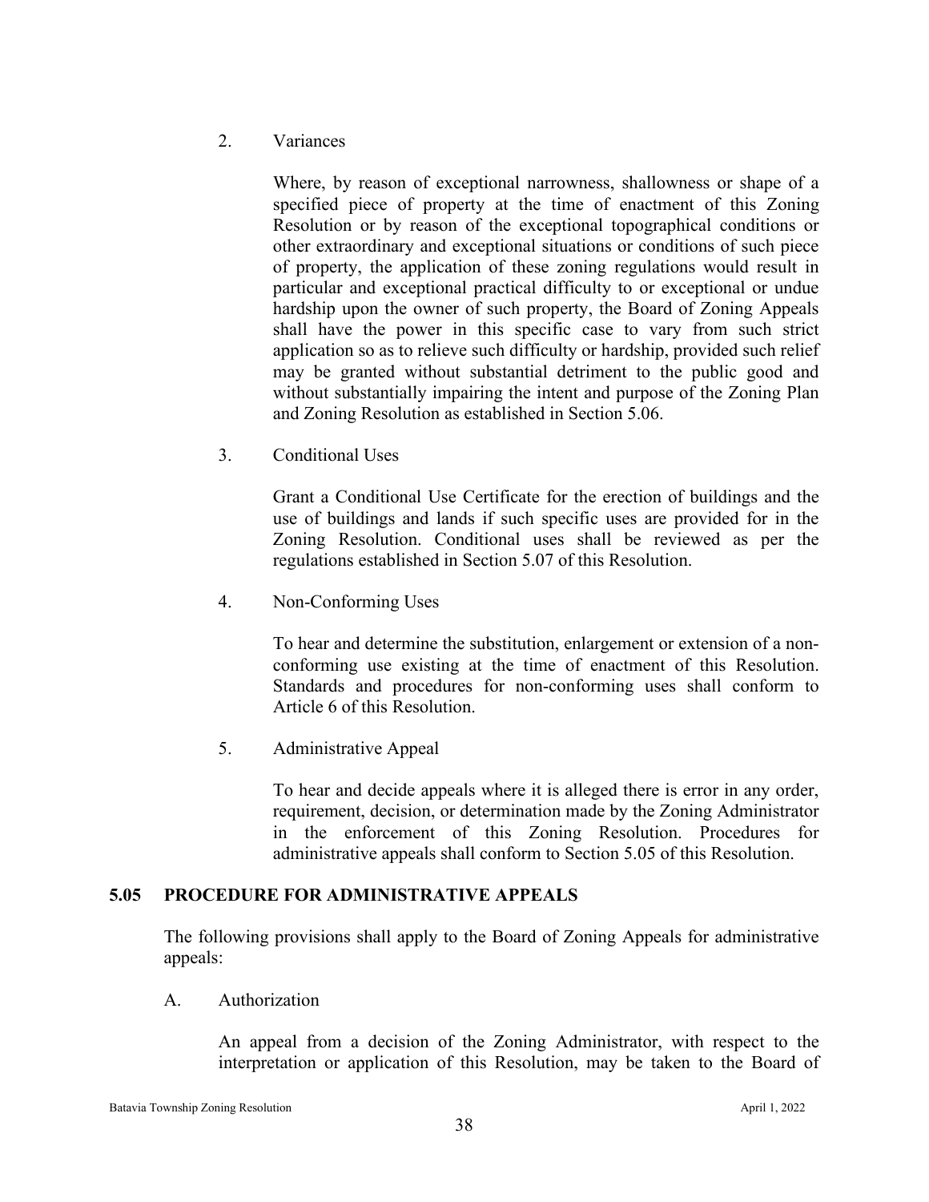2. Variances

   Where, by reason of exceptional narrowness, shallowness or shape of a specified piece of property at the time of enactment of this Zoning Resolution or by reason of the exceptional topographical conditions or other extraordinary and exceptional situations or conditions of such piece of property, the application of these zoning regulations would result in particular and exceptional practical difficulty to or exceptional or undue hardship upon the owner of such property, the Board of Zoning Appeals shall have the power in this specific case to vary from such strict application so as to relieve such difficulty or hardship, provided such relief may be granted without substantial detriment to the public good and without substantially impairing the intent and purpose of the Zoning Plan and Zoning Resolution as established in Section 5.06.

3. Conditional Uses

   Grant a Conditional Use Certificate for the erection of buildings and the use of buildings and lands if such specific uses are provided for in the Zoning Resolution. Conditional uses shall be reviewed as per the regulations established in Section 5.07 of this Resolution.

4. Non-Conforming Uses

   To hear and determine the substitution, enlargement or extension of a non-conforming use existing at the time of enactment of this Resolution. Standards and procedures for non-conforming uses shall conform to Article 6 of this Resolution.

5. Administrative Appeal

   To hear and decide appeals where it is alleged there is error in any order, requirement, decision, or determination made by the Zoning Administrator in the enforcement of this Zoning Resolution. Procedures for administrative appeals shall conform to Section 5.05 of this Resolution.

## 5.05 PROCEDURE FOR ADMINISTRATIVE APPEALS

The following provisions shall apply to the Board of Zoning Appeals for administrative appeals:

A. Authorization

   An appeal from a decision of the Zoning Administrator, with respect to the interpretation or application of this Resolution, may be taken to the Board of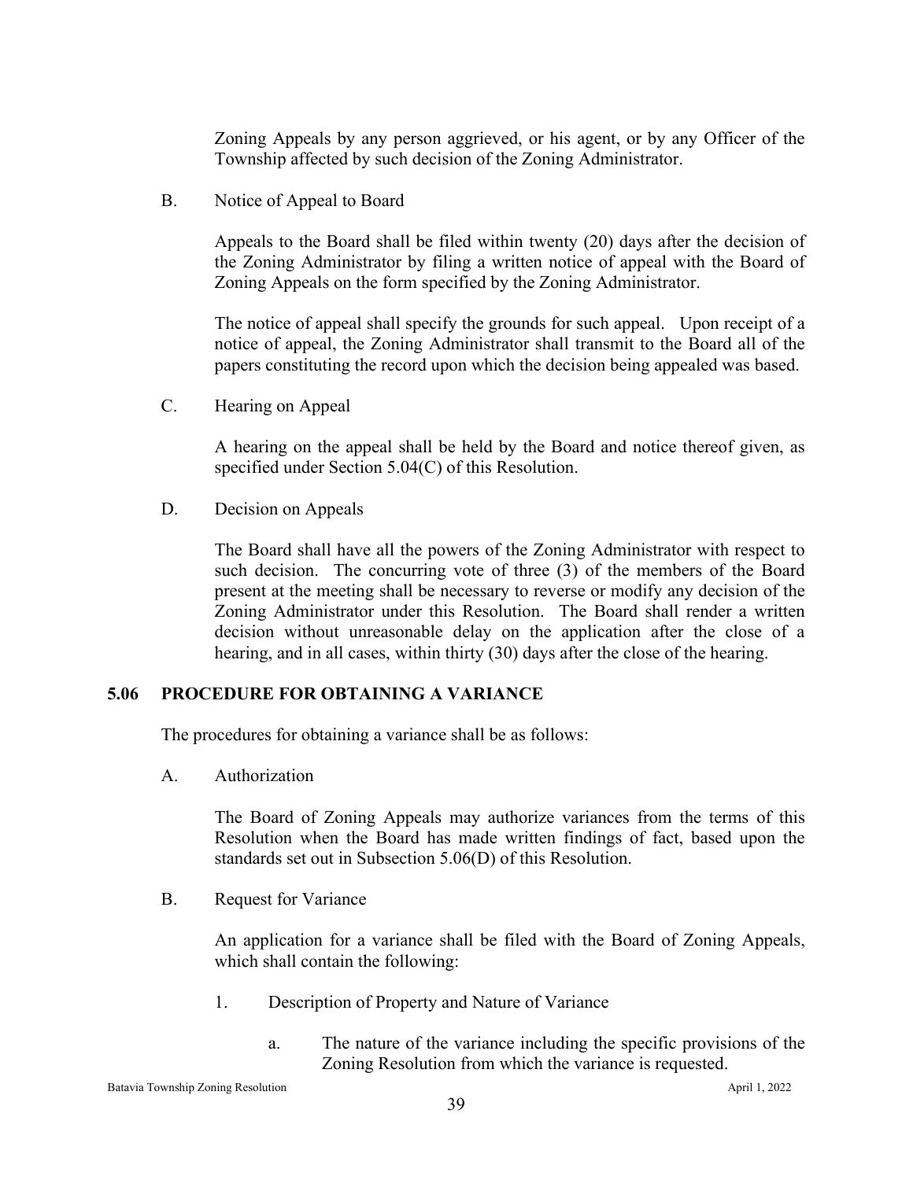Zoning Appeals by any person aggrieved, or his agent, or by any Officer of the Township affected by such decision of the Zoning Administrator.

B. Notice of Appeal to Board

Appeals to the Board shall be filed within twenty (20) days after the decision of the Zoning Administrator by filing a written notice of appeal with the Board of Zoning Appeals on the form specified by the Zoning Administrator.

The notice of appeal shall specify the grounds for such appeal. Upon receipt of a notice of appeal, the Zoning Administrator shall transmit to the Board all of the papers constituting the record upon which the decision being appealed was based.

C. Hearing on Appeal

A hearing on the appeal shall be held by the Board and notice thereof given, as specified under Section 5.04(C) of this Resolution.

D. Decision on Appeals

The Board shall have all the powers of the Zoning Administrator with respect to such decision. The concurring vote of three (3) of the members of the Board present at the meeting shall be necessary to reverse or modify any decision of the Zoning Administrator under this Resolution. The Board shall render a written decision without unreasonable delay on the application after the close of a hearing, and in all cases, within thirty (30) days after the close of the hearing.

## 5.06 PROCEDURE FOR OBTAINING A VARIANCE

The procedures for obtaining a variance shall be as follows:

A. Authorization

The Board of Zoning Appeals may authorize variances from the terms of this Resolution when the Board has made written findings of fact, based upon the standards set out in Subsection 5.06(D) of this Resolution.

B. Request for Variance

An application for a variance shall be filed with the Board of Zoning Appeals, which shall contain the following:

1. Description of Property and Nature of Variance

    a. The nature of the variance including the specific provisions of the Zoning Resolution from which the variance is requested.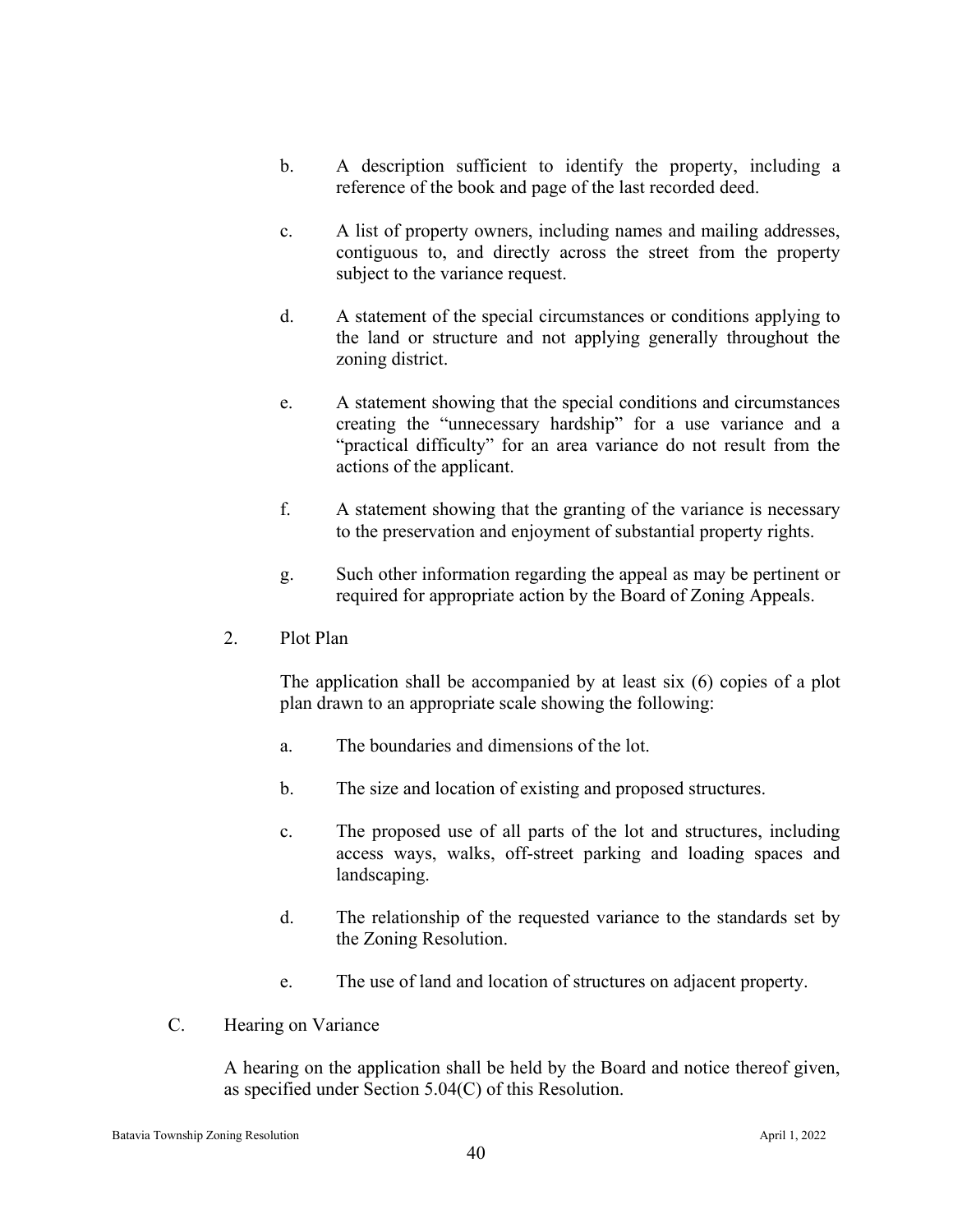b. A description sufficient to identify the property, including a reference of the book and page of the last recorded deed.

c. A list of property owners, including names and mailing addresses, contiguous to, and directly across the street from the property subject to the variance request.

d. A statement of the special circumstances or conditions applying to the land or structure and not applying generally throughout the zoning district.

e. A statement showing that the special conditions and circumstances creating the "unnecessary hardship" for a use variance and a "practical difficulty" for an area variance do not result from the actions of the applicant.

f. A statement showing that the granting of the variance is necessary to the preservation and enjoyment of substantial property rights.

g. Such other information regarding the appeal as may be pertinent or required for appropriate action by the Board of Zoning Appeals.

2. Plot Plan

The application shall be accompanied by at least six (6) copies of a plot plan drawn to an appropriate scale showing the following:

a. The boundaries and dimensions of the lot.

b. The size and location of existing and proposed structures.

c. The proposed use of all parts of the lot and structures, including access ways, walks, off-street parking and loading spaces and landscaping.

d. The relationship of the requested variance to the standards set by the Zoning Resolution.

e. The use of land and location of structures on adjacent property.

C. Hearing on Variance

A hearing on the application shall be held by the Board and notice thereof given, as specified under Section 5.04(C) of this Resolution.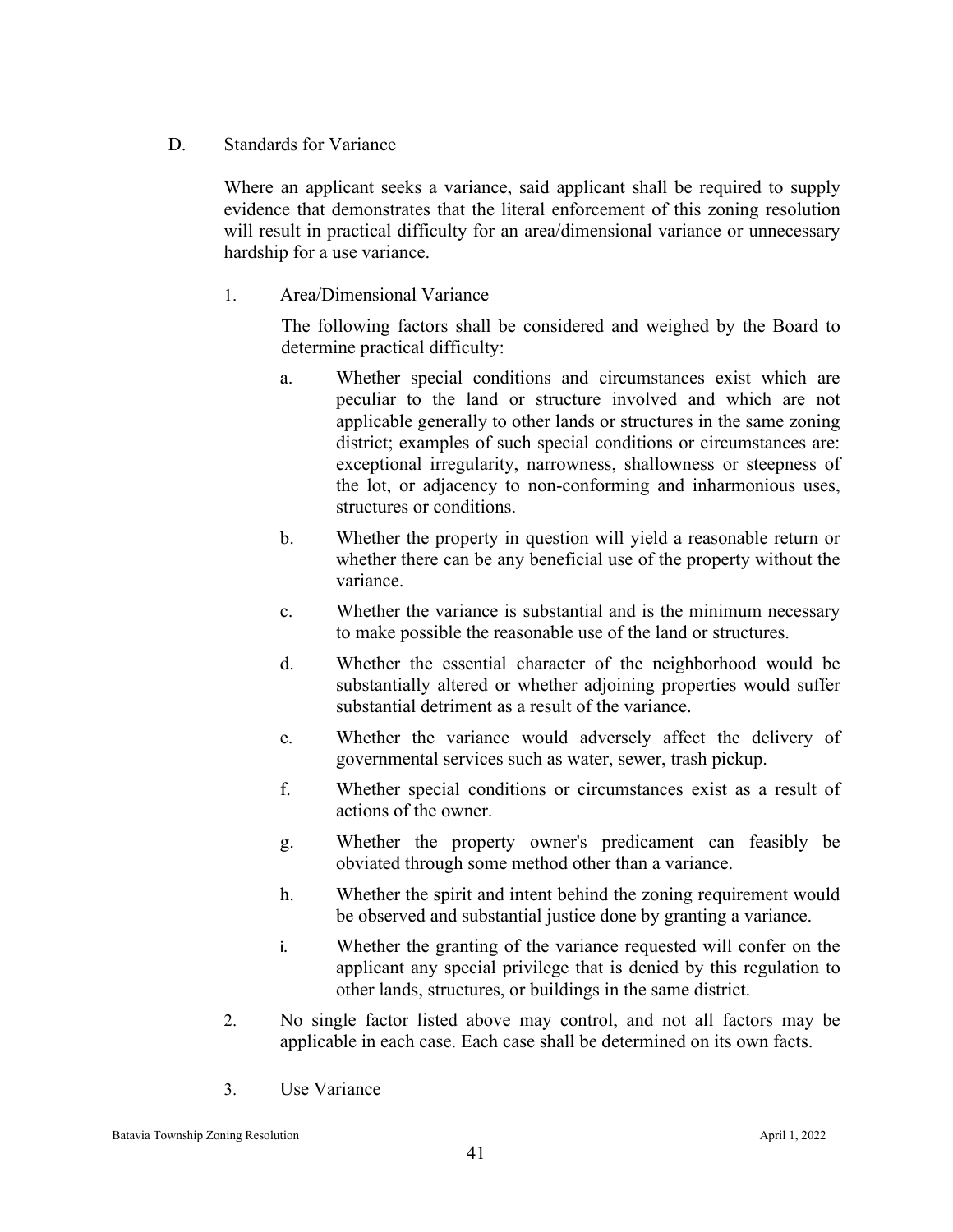## D. Standards for Variance

Where an applicant seeks a variance, said applicant shall be required to supply evidence that demonstrates that the literal enforcement of this zoning resolution will result in practical difficulty for an area/dimensional variance or unnecessary hardship for a use variance.

### 1. Area/Dimensional Variance

The following factors shall be considered and weighed by the Board to determine practical difficulty:

- a. Whether special conditions and circumstances exist which are peculiar to the land or structure involved and which are not applicable generally to other lands or structures in the same zoning district; examples of such special conditions or circumstances are: exceptional irregularity, narrowness, shallowness or steepness of the lot, or adjacency to non-conforming and inharmonious uses, structures or conditions.
- b. Whether the property in question will yield a reasonable return or whether there can be any beneficial use of the property without the variance.
- c. Whether the variance is substantial and is the minimum necessary to make possible the reasonable use of the land or structures.
- d. Whether the essential character of the neighborhood would be substantially altered or whether adjoining properties would suffer substantial detriment as a result of the variance.
- e. Whether the variance would adversely affect the delivery of governmental services such as water, sewer, trash pickup.
- f. Whether special conditions or circumstances exist as a result of actions of the owner.
- g. Whether the property owner's predicament can feasibly be obviated through some method other than a variance.
- h. Whether the spirit and intent behind the zoning requirement would be observed and substantial justice done by granting a variance.
- i. Whether the granting of the variance requested will confer on the applicant any special privilege that is denied by this regulation to other lands, structures, or buildings in the same district.

### 2.

No single factor listed above may control, and not all factors may be applicable in each case. Each case shall be determined on its own facts.

### 3. Use Variance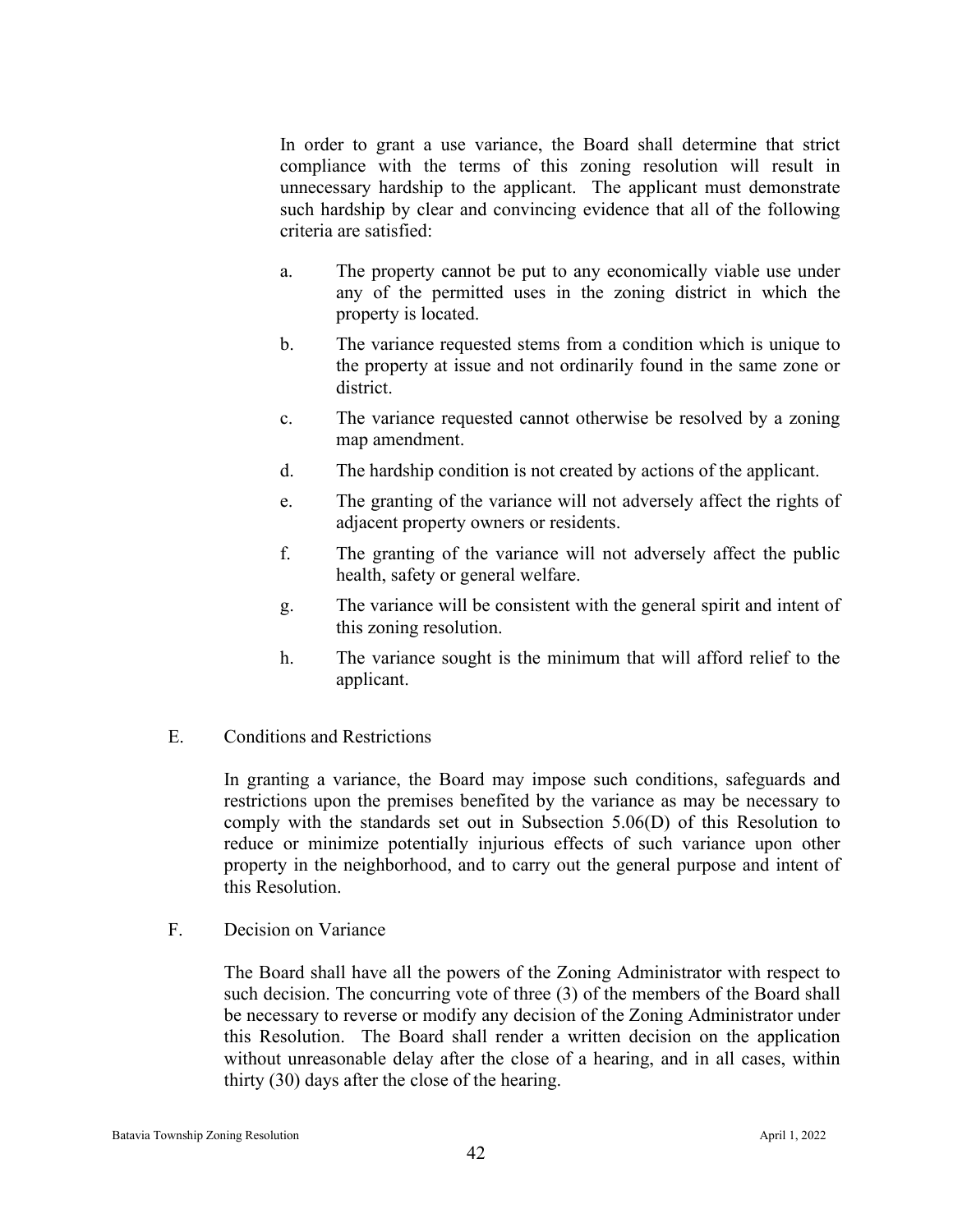In order to grant a use variance, the Board shall determine that strict compliance with the terms of this zoning resolution will result in unnecessary hardship to the applicant. The applicant must demonstrate such hardship by clear and convincing evidence that all of the following criteria are satisfied:

a. The property cannot be put to any economically viable use under any of the permitted uses in the zoning district in which the property is located.

b. The variance requested stems from a condition which is unique to the property at issue and not ordinarily found in the same zone or district.

c. The variance requested cannot otherwise be resolved by a zoning map amendment.

d. The hardship condition is not created by actions of the applicant.

e. The granting of the variance will not adversely affect the rights of adjacent property owners or residents.

f. The granting of the variance will not adversely affect the public health, safety or general welfare.

g. The variance will be consistent with the general spirit and intent of this zoning resolution.

h. The variance sought is the minimum that will afford relief to the applicant.

E. Conditions and Restrictions

In granting a variance, the Board may impose such conditions, safeguards and restrictions upon the premises benefited by the variance as may be necessary to comply with the standards set out in Subsection 5.06(D) of this Resolution to reduce or minimize potentially injurious effects of such variance upon other property in the neighborhood, and to carry out the general purpose and intent of this Resolution.

F. Decision on Variance

The Board shall have all the powers of the Zoning Administrator with respect to such decision. The concurring vote of three (3) of the members of the Board shall be necessary to reverse or modify any decision of the Zoning Administrator under this Resolution. The Board shall render a written decision on the application without unreasonable delay after the close of a hearing, and in all cases, within thirty (30) days after the close of the hearing.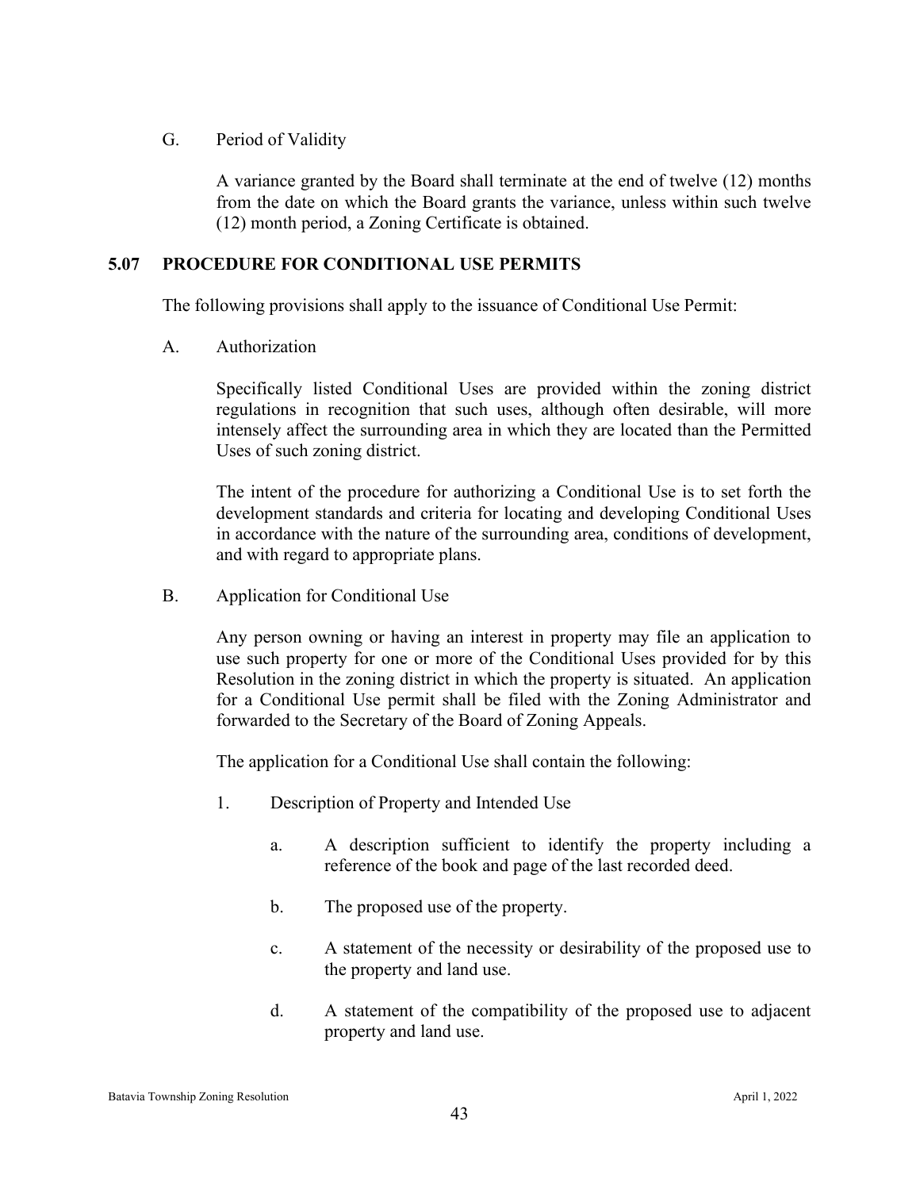G. Period of Validity

A variance granted by the Board shall terminate at the end of twelve (12) months from the date on which the Board grants the variance, unless within such twelve (12) month period, a Zoning Certificate is obtained.

## 5.07 PROCEDURE FOR CONDITIONAL USE PERMITS

The following provisions shall apply to the issuance of Conditional Use Permit:

A. Authorization

Specifically listed Conditional Uses are provided within the zoning district regulations in recognition that such uses, although often desirable, will more intensely affect the surrounding area in which they are located than the Permitted Uses of such zoning district.

The intent of the procedure for authorizing a Conditional Use is to set forth the development standards and criteria for locating and developing Conditional Uses in accordance with the nature of the surrounding area, conditions of development, and with regard to appropriate plans.

B. Application for Conditional Use

Any person owning or having an interest in property may file an application to use such property for one or more of the Conditional Uses provided for by this Resolution in the zoning district in which the property is situated. An application for a Conditional Use permit shall be filed with the Zoning Administrator and forwarded to the Secretary of the Board of Zoning Appeals.

The application for a Conditional Use shall contain the following:

1. Description of Property and Intended Use

   a. A description sufficient to identify the property including a reference of the book and page of the last recorded deed.

   b. The proposed use of the property.

   c. A statement of the necessity or desirability of the proposed use to the property and land use.

   d. A statement of the compatibility of the proposed use to adjacent property and land use.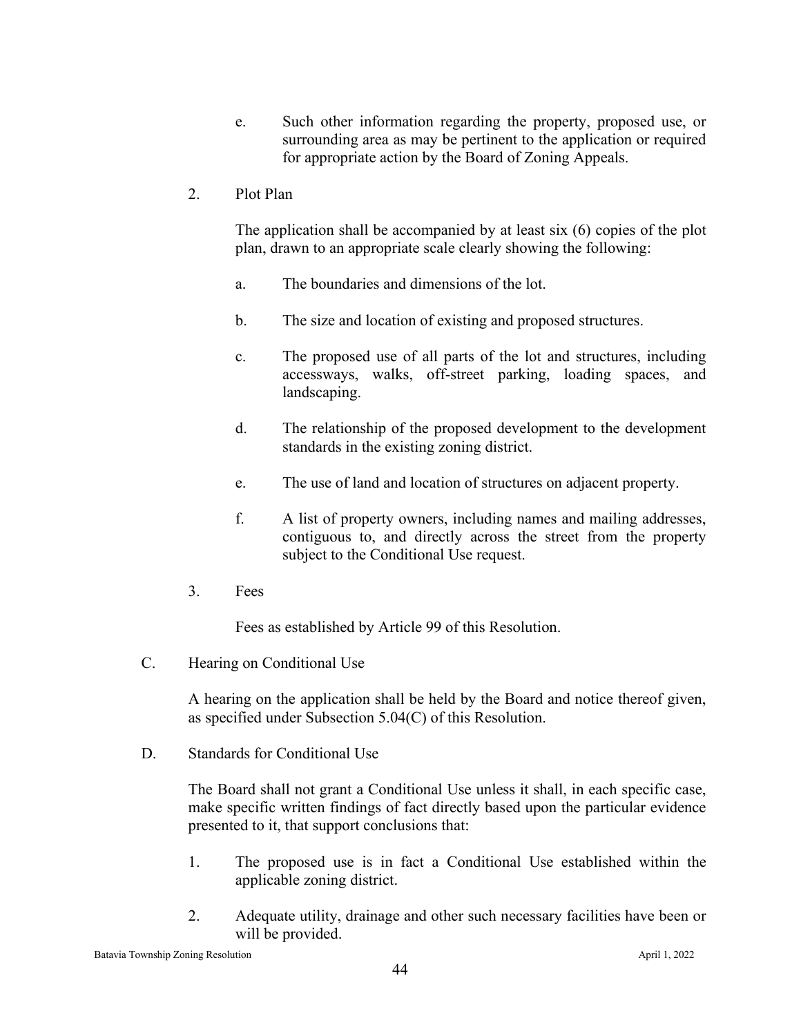e. Such other information regarding the property, proposed use, or surrounding area as may be pertinent to the application or required for appropriate action by the Board of Zoning Appeals.

2. Plot Plan

   The application shall be accompanied by at least six (6) copies of the plot plan, drawn to an appropriate scale clearly showing the following:

   a. The boundaries and dimensions of the lot.

   b. The size and location of existing and proposed structures.

   c. The proposed use of all parts of the lot and structures, including accessways, walks, off-street parking, loading spaces, and landscaping.

   d. The relationship of the proposed development to the development standards in the existing zoning district.

   e. The use of land and location of structures on adjacent property.

   f. A list of property owners, including names and mailing addresses, contiguous to, and directly across the street from the property subject to the Conditional Use request.

3. Fees

   Fees as established by Article 99 of this Resolution.

C. Hearing on Conditional Use

   A hearing on the application shall be held by the Board and notice thereof given, as specified under Subsection 5.04(C) of this Resolution.

D. Standards for Conditional Use

   The Board shall not grant a Conditional Use unless it shall, in each specific case, make specific written findings of fact directly based upon the particular evidence presented to it, that support conclusions that:

   1. The proposed use is in fact a Conditional Use established within the applicable zoning district.

   2. Adequate utility, drainage and other such necessary facilities have been or will be provided.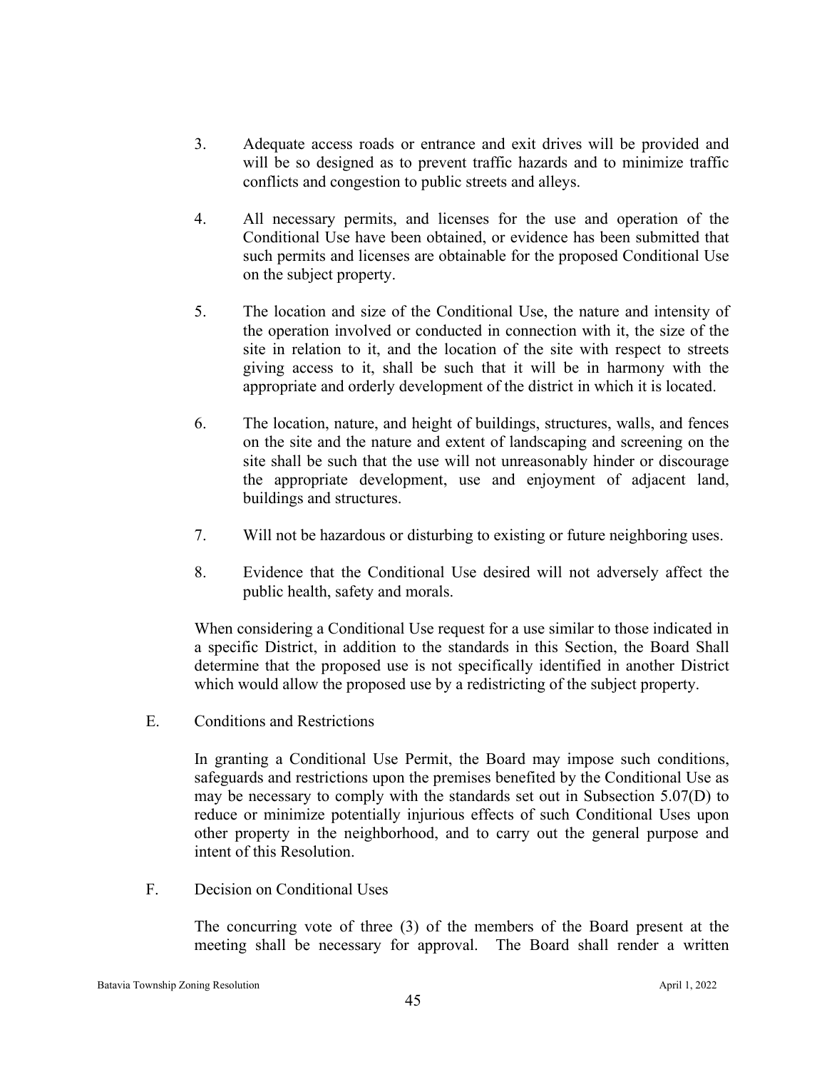3. Adequate access roads or entrance and exit drives will be provided and will be so designed as to prevent traffic hazards and to minimize traffic conflicts and congestion to public streets and alleys.

4. All necessary permits, and licenses for the use and operation of the Conditional Use have been obtained, or evidence has been submitted that such permits and licenses are obtainable for the proposed Conditional Use on the subject property.

5. The location and size of the Conditional Use, the nature and intensity of the operation involved or conducted in connection with it, the size of the site in relation to it, and the location of the site with respect to streets giving access to it, shall be such that it will be in harmony with the appropriate and orderly development of the district in which it is located.

6. The location, nature, and height of buildings, structures, walls, and fences on the site and the nature and extent of landscaping and screening on the site shall be such that the use will not unreasonably hinder or discourage the appropriate development, use and enjoyment of adjacent land, buildings and structures.

7. Will not be hazardous or disturbing to existing or future neighboring uses.

8. Evidence that the Conditional Use desired will not adversely affect the public health, safety and morals.

When considering a Conditional Use request for a use similar to those indicated in a specific District, in addition to the standards in this Section, the Board Shall determine that the proposed use is not specifically identified in another District which would allow the proposed use by a redistricting of the subject property.

E. Conditions and Restrictions

In granting a Conditional Use Permit, the Board may impose such conditions, safeguards and restrictions upon the premises benefited by the Conditional Use as may be necessary to comply with the standards set out in Subsection 5.07(D) to reduce or minimize potentially injurious effects of such Conditional Uses upon other property in the neighborhood, and to carry out the general purpose and intent of this Resolution.

F. Decision on Conditional Uses

The concurring vote of three (3) of the members of the Board present at the meeting shall be necessary for approval. The Board shall render a written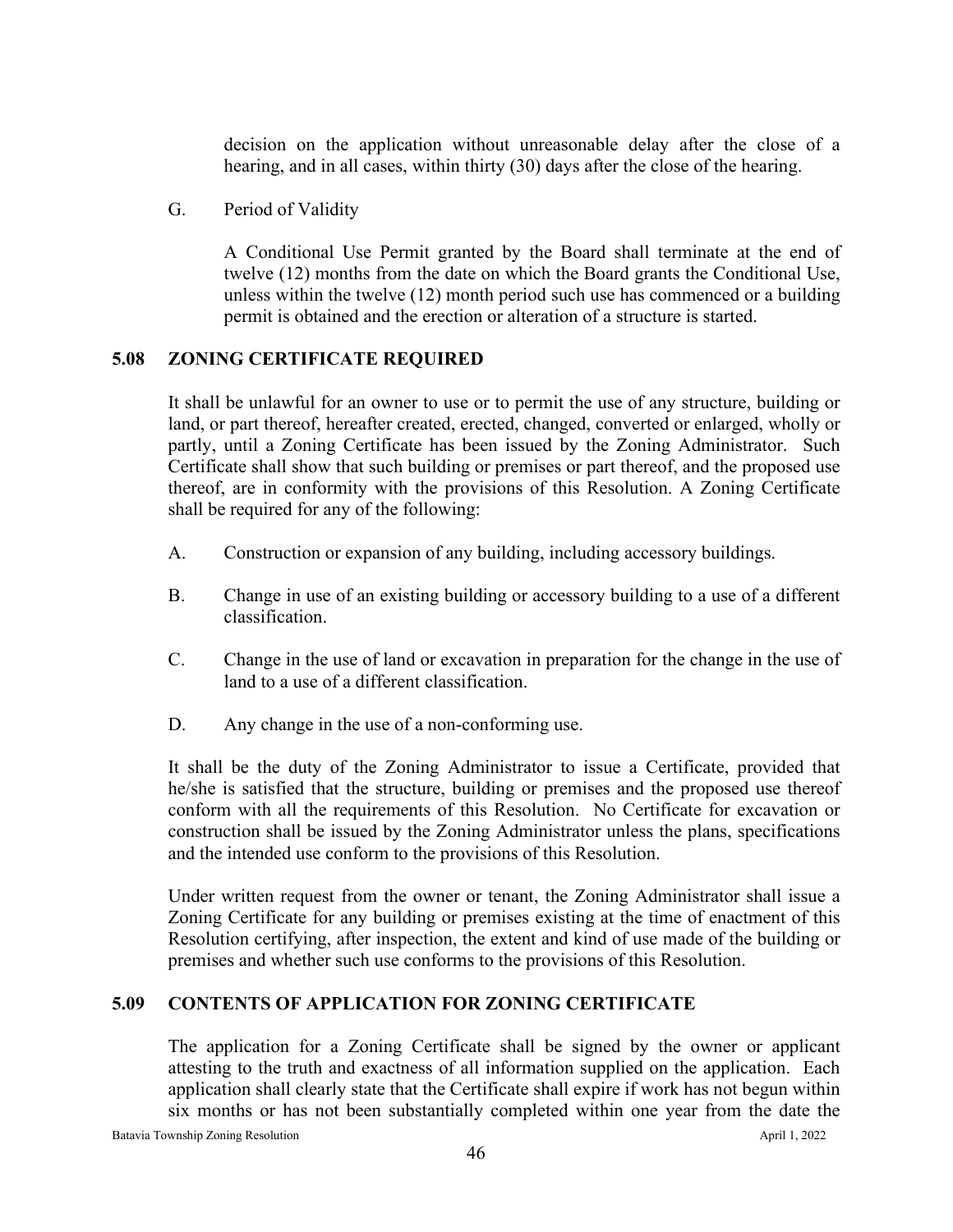decision on the application without unreasonable delay after the close of a hearing, and in all cases, within thirty (30) days after the close of the hearing.

G. Period of Validity

A Conditional Use Permit granted by the Board shall terminate at the end of twelve (12) months from the date on which the Board grants the Conditional Use, unless within the twelve (12) month period such use has commenced or a building permit is obtained and the erection or alteration of a structure is started.

## 5.08 ZONING CERTIFICATE REQUIRED

It shall be unlawful for an owner to use or to permit the use of any structure, building or land, or part thereof, hereafter created, erected, changed, converted or enlarged, wholly or partly, until a Zoning Certificate has been issued by the Zoning Administrator. Such Certificate shall show that such building or premises or part thereof, and the proposed use thereof, are in conformity with the provisions of this Resolution. A Zoning Certificate shall be required for any of the following:

A. Construction or expansion of any building, including accessory buildings.

B. Change in use of an existing building or accessory building to a use of a different classification.

C. Change in the use of land or excavation in preparation for the change in the use of land to a use of a different classification.

D. Any change in the use of a non-conforming use.

It shall be the duty of the Zoning Administrator to issue a Certificate, provided that he/she is satisfied that the structure, building or premises and the proposed use thereof conform with all the requirements of this Resolution. No Certificate for excavation or construction shall be issued by the Zoning Administrator unless the plans, specifications and the intended use conform to the provisions of this Resolution.

Under written request from the owner or tenant, the Zoning Administrator shall issue a Zoning Certificate for any building or premises existing at the time of enactment of this Resolution certifying, after inspection, the extent and kind of use made of the building or premises and whether such use conforms to the provisions of this Resolution.

## 5.09 CONTENTS OF APPLICATION FOR ZONING CERTIFICATE

The application for a Zoning Certificate shall be signed by the owner or applicant attesting to the truth and exactness of all information supplied on the application. Each application shall clearly state that the Certificate shall expire if work has not begun within six months or has not been substantially completed within one year from the date the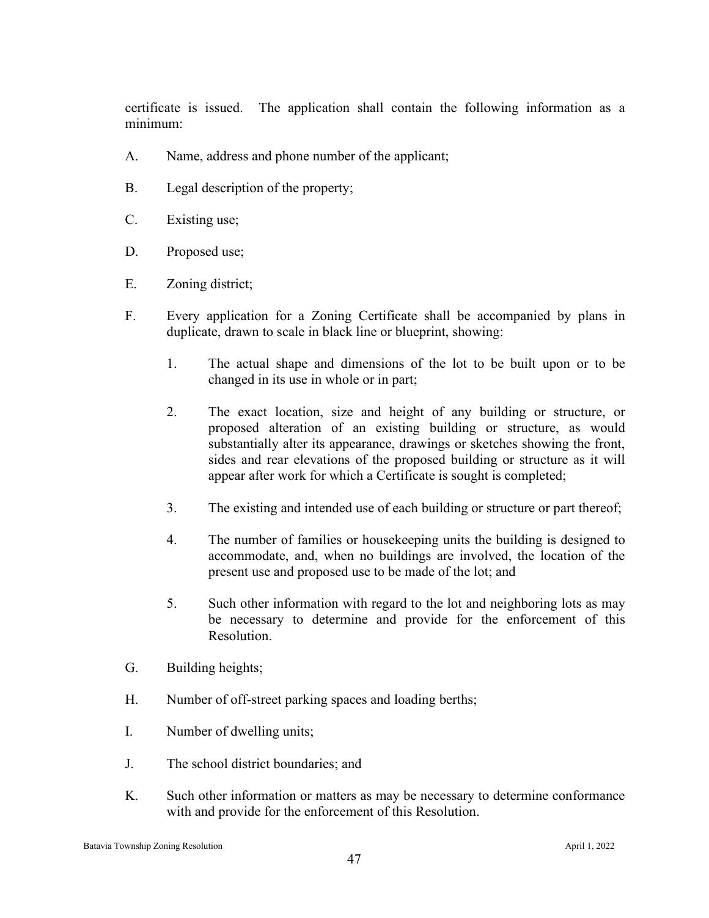certificate is issued. The application shall contain the following information as a minimum:

A. Name, address and phone number of the applicant;

B. Legal description of the property;

C. Existing use;

D. Proposed use;

E. Zoning district;

F. Every application for a Zoning Certificate shall be accompanied by plans in duplicate, drawn to scale in black line or blueprint, showing:

   1. The actual shape and dimensions of the lot to be built upon or to be changed in its use in whole or in part;

   2. The exact location, size and height of any building or structure, or proposed alteration of an existing building or structure, as would substantially alter its appearance, drawings or sketches showing the front, sides and rear elevations of the proposed building or structure as it will appear after work for which a Certificate is sought is completed;

   3. The existing and intended use of each building or structure or part thereof;

   4. The number of families or housekeeping units the building is designed to accommodate, and, when no buildings are involved, the location of the present use and proposed use to be made of the lot; and

   5. Such other information with regard to the lot and neighboring lots as may be necessary to determine and provide for the enforcement of this Resolution.

G. Building heights;

H. Number of off-street parking spaces and loading berths;

I. Number of dwelling units;

J. The school district boundaries; and

K. Such other information or matters as may be necessary to determine conformance with and provide for the enforcement of this Resolution.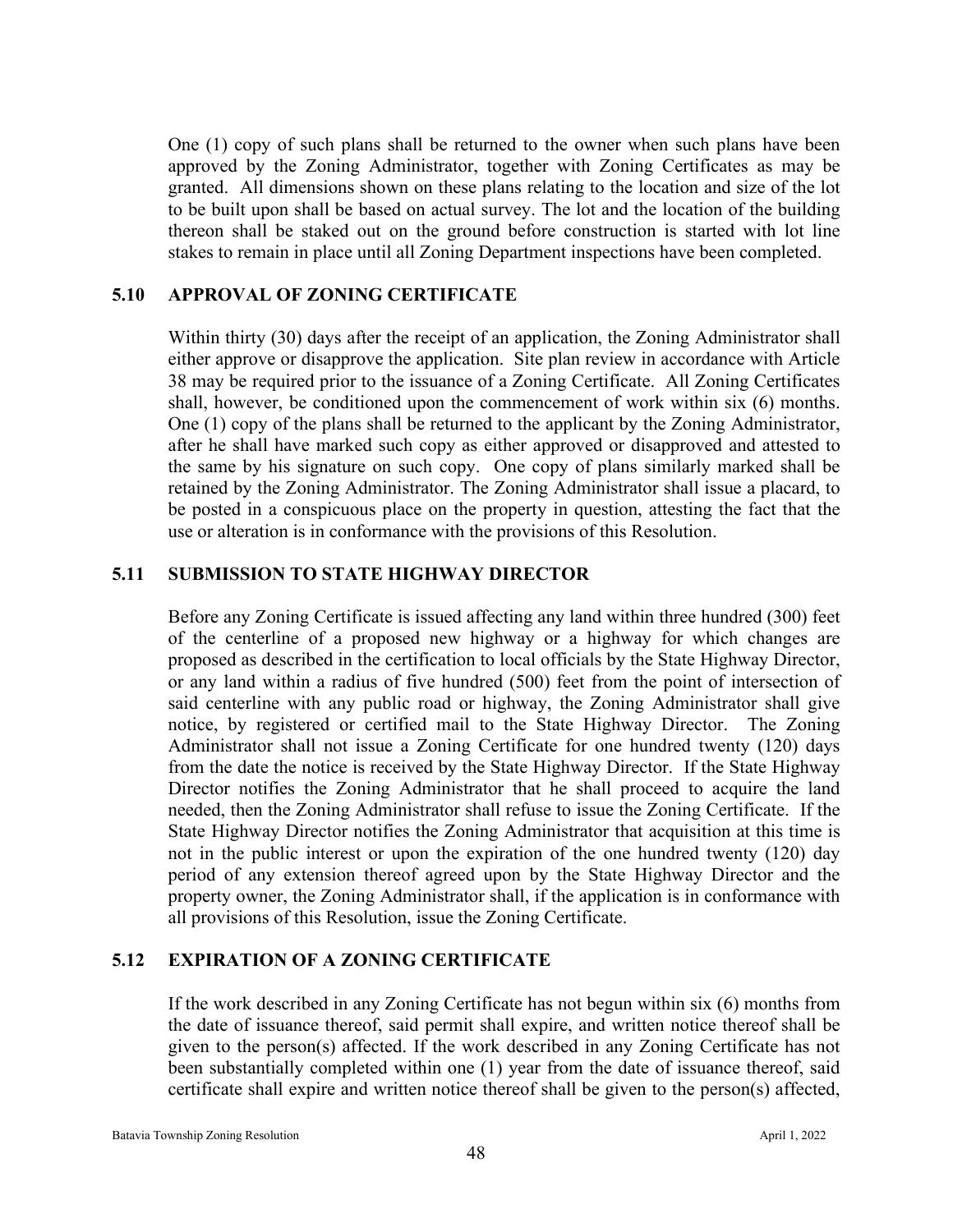One (1) copy of such plans shall be returned to the owner when such plans have been approved by the Zoning Administrator, together with Zoning Certificates as may be granted. All dimensions shown on these plans relating to the location and size of the lot to be built upon shall be based on actual survey. The lot and the location of the building thereon shall be staked out on the ground before construction is started with lot line stakes to remain in place until all Zoning Department inspections have been completed.

### 5.10 APPROVAL OF ZONING CERTIFICATE

Within thirty (30) days after the receipt of an application, the Zoning Administrator shall either approve or disapprove the application. Site plan review in accordance with Article 38 may be required prior to the issuance of a Zoning Certificate. All Zoning Certificates shall, however, be conditioned upon the commencement of work within six (6) months. One (1) copy of the plans shall be returned to the applicant by the Zoning Administrator, after he shall have marked such copy as either approved or disapproved and attested to the same by his signature on such copy. One copy of plans similarly marked shall be retained by the Zoning Administrator. The Zoning Administrator shall issue a placard, to be posted in a conspicuous place on the property in question, attesting the fact that the use or alteration is in conformance with the provisions of this Resolution.

### 5.11 SUBMISSION TO STATE HIGHWAY DIRECTOR

Before any Zoning Certificate is issued affecting any land within three hundred (300) feet of the centerline of a proposed new highway or a highway for which changes are proposed as described in the certification to local officials by the State Highway Director, or any land within a radius of five hundred (500) feet from the point of intersection of said centerline with any public road or highway, the Zoning Administrator shall give notice, by registered or certified mail to the State Highway Director. The Zoning Administrator shall not issue a Zoning Certificate for one hundred twenty (120) days from the date the notice is received by the State Highway Director. If the State Highway Director notifies the Zoning Administrator that he shall proceed to acquire the land needed, then the Zoning Administrator shall refuse to issue the Zoning Certificate. If the State Highway Director notifies the Zoning Administrator that acquisition at this time is not in the public interest or upon the expiration of the one hundred twenty (120) day period of any extension thereof agreed upon by the State Highway Director and the property owner, the Zoning Administrator shall, if the application is in conformance with all provisions of this Resolution, issue the Zoning Certificate.

### 5.12 EXPIRATION OF A ZONING CERTIFICATE

If the work described in any Zoning Certificate has not begun within six (6) months from the date of issuance thereof, said permit shall expire, and written notice thereof shall be given to the person(s) affected. If the work described in any Zoning Certificate has not been substantially completed within one (1) year from the date of issuance thereof, said certificate shall expire and written notice thereof shall be given to the person(s) affected,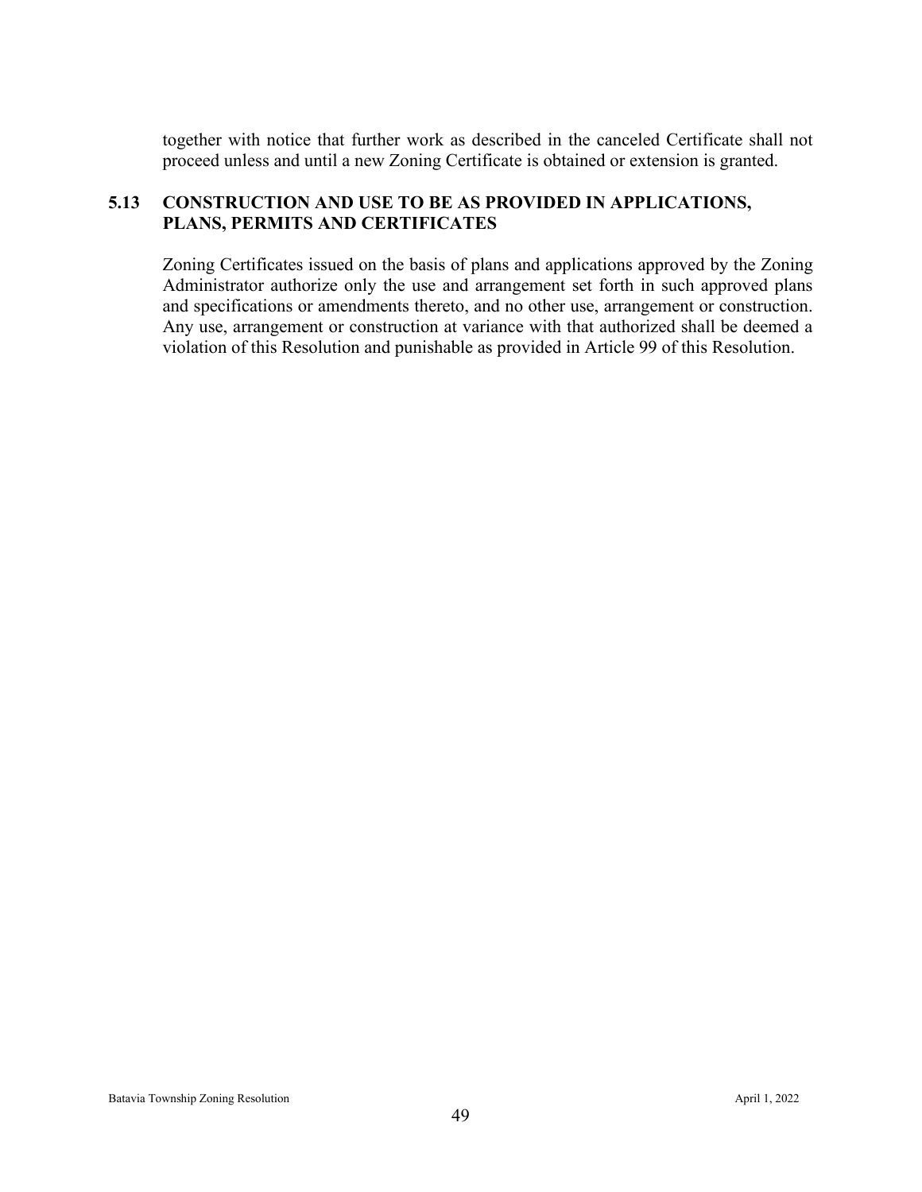together with notice that further work as described in the canceled Certificate shall not proceed unless and until a new Zoning Certificate is obtained or extension is granted.

### 5.13 CONSTRUCTION AND USE TO BE AS PROVIDED IN APPLICATIONS, PLANS, PERMITS AND CERTIFICATES

Zoning Certificates issued on the basis of plans and applications approved by the Zoning Administrator authorize only the use and arrangement set forth in such approved plans and specifications or amendments thereto, and no other use, arrangement or construction. Any use, arrangement or construction at variance with that authorized shall be deemed a violation of this Resolution and punishable as provided in Article 99 of this Resolution.